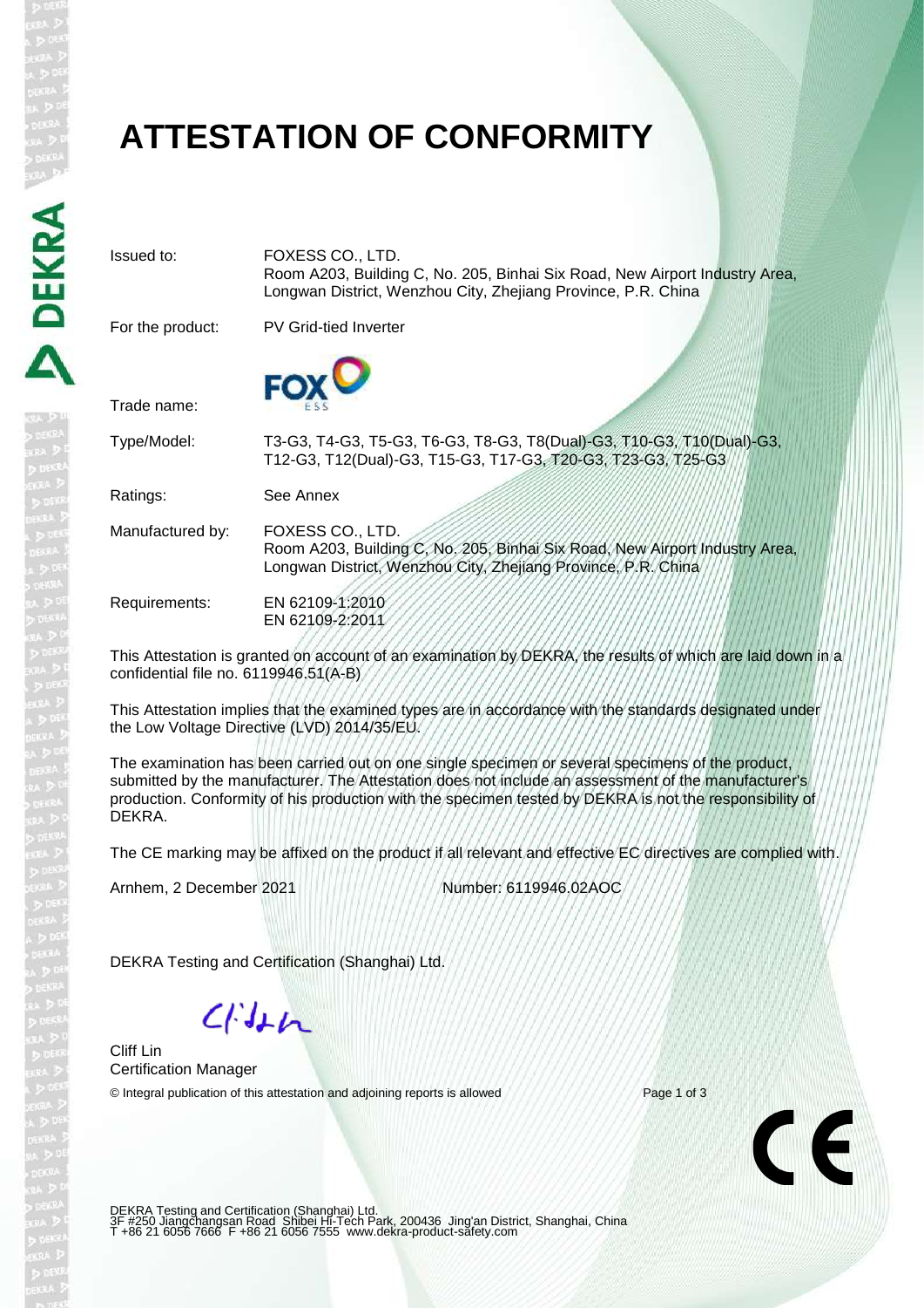# ATTESTATION OF CONFORMITY

| | |
|---|---|
| Issued to: | FOXESS CO., LTD.<br>Room A203, Building C, No. 205, Binhai Six Road, New Airport Industry Area, Longwan District, Wenzhou City, Zhejiang Province, P.R. China |
| For the product: | PV Grid-tied Inverter |
| Trade name: | FOX ESS |
| Type/Model: | T3-G3, T4-G3, T5-G3, T6-G3, T8-G3, T8(Dual)-G3, T10-G3, T10(Dual)-G3, T12-G3, T12(Dual)-G3, T15-G3, T17-G3, T20-G3, T23-G3, T25-G3 |
| Ratings: | See Annex |
| Manufactured by: | FOXESS CO., LTD.<br>Room A203, Building C, No. 205, Binhai Six Road, New Airport Industry Area, Longwan District, Wenzhou City, Zhejiang Province, P.R. China |
| Requirements: | EN 62109-1:2010<br>EN 62109-2:2011 |

This Attestation is granted on account of an examination by DEKRA, the results of which are laid down in a confidential file no. 6119946.51(A-B)

This Attestation implies that the examined types are in accordance with the standards designated under the Low Voltage Directive (LVD) 2014/35/EU.

The examination has been carried out on one single specimen or several specimens of the product, submitted by the manufacturer. The Attestation does not include an assessment of the manufacturer's production. Conformity of his production with the specimen tested by DEKRA is not the responsibility of DEKRA.

The CE marking may be affixed on the product if all relevant and effective EC directives are complied with.

Arnhem, 2 December 2021 Number: 6119946.02AOC

DEKRA Testing and Certification (Shanghai) Ltd.

Cliff Lin
Certification Manager

© Integral publication of this attestation and adjoining reports is allowed

DEKRA Testing and Certification (Shanghai) Ltd.
3F #250 Jiangchangsan Road Shibei Hi-Tech Park, 200436 Jing'an District, Shanghai, China
T +86 21 6056 7666 F +86 21 6056 7555 www.dekra-product-safety.com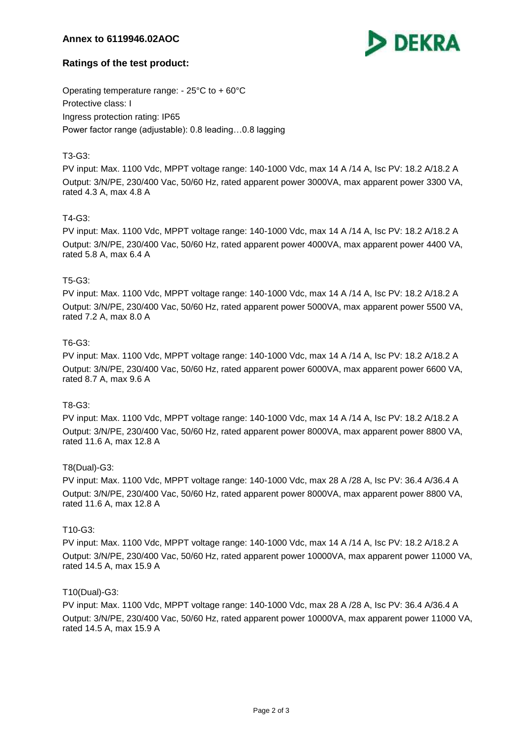**Annex to 6119946.02AOC**

## Ratings of the test product:

Operating temperature range: - 25°C to + 60°C
Protective class: I
Ingress protection rating: IP65
Power factor range (adjustable): 0.8 leading…0.8 lagging

T3-G3:
PV input: Max. 1100 Vdc, MPPT voltage range: 140-1000 Vdc, max 14 A /14 A, Isc PV: 18.2 A/18.2 A
Output: 3/N/PE, 230/400 Vac, 50/60 Hz, rated apparent power 3000VA, max apparent power 3300 VA, rated 4.3 A, max 4.8 A

T4-G3:
PV input: Max. 1100 Vdc, MPPT voltage range: 140-1000 Vdc, max 14 A /14 A, Isc PV: 18.2 A/18.2 A
Output: 3/N/PE, 230/400 Vac, 50/60 Hz, rated apparent power 4000VA, max apparent power 4400 VA, rated 5.8 A, max 6.4 A

T5-G3:
PV input: Max. 1100 Vdc, MPPT voltage range: 140-1000 Vdc, max 14 A /14 A, Isc PV: 18.2 A/18.2 A
Output: 3/N/PE, 230/400 Vac, 50/60 Hz, rated apparent power 5000VA, max apparent power 5500 VA, rated 7.2 A, max 8.0 A

T6-G3:
PV input: Max. 1100 Vdc, MPPT voltage range: 140-1000 Vdc, max 14 A /14 A, Isc PV: 18.2 A/18.2 A
Output: 3/N/PE, 230/400 Vac, 50/60 Hz, rated apparent power 6000VA, max apparent power 6600 VA, rated 8.7 A, max 9.6 A

T8-G3:
PV input: Max. 1100 Vdc, MPPT voltage range: 140-1000 Vdc, max 14 A /14 A, Isc PV: 18.2 A/18.2 A
Output: 3/N/PE, 230/400 Vac, 50/60 Hz, rated apparent power 8000VA, max apparent power 8800 VA, rated 11.6 A, max 12.8 A

T8(Dual)-G3:
PV input: Max. 1100 Vdc, MPPT voltage range: 140-1000 Vdc, max 28 A /28 A, Isc PV: 36.4 A/36.4 A
Output: 3/N/PE, 230/400 Vac, 50/60 Hz, rated apparent power 8000VA, max apparent power 8800 VA, rated 11.6 A, max 12.8 A

T10-G3:
PV input: Max. 1100 Vdc, MPPT voltage range: 140-1000 Vdc, max 14 A /14 A, Isc PV: 18.2 A/18.2 A
Output: 3/N/PE, 230/400 Vac, 50/60 Hz, rated apparent power 10000VA, max apparent power 11000 VA, rated 14.5 A, max 15.9 A

T10(Dual)-G3:
PV input: Max. 1100 Vdc, MPPT voltage range: 140-1000 Vdc, max 28 A /28 A, Isc PV: 36.4 A/36.4 A
Output: 3/N/PE, 230/400 Vac, 50/60 Hz, rated apparent power 10000VA, max apparent power 11000 VA, rated 14.5 A, max 15.9 A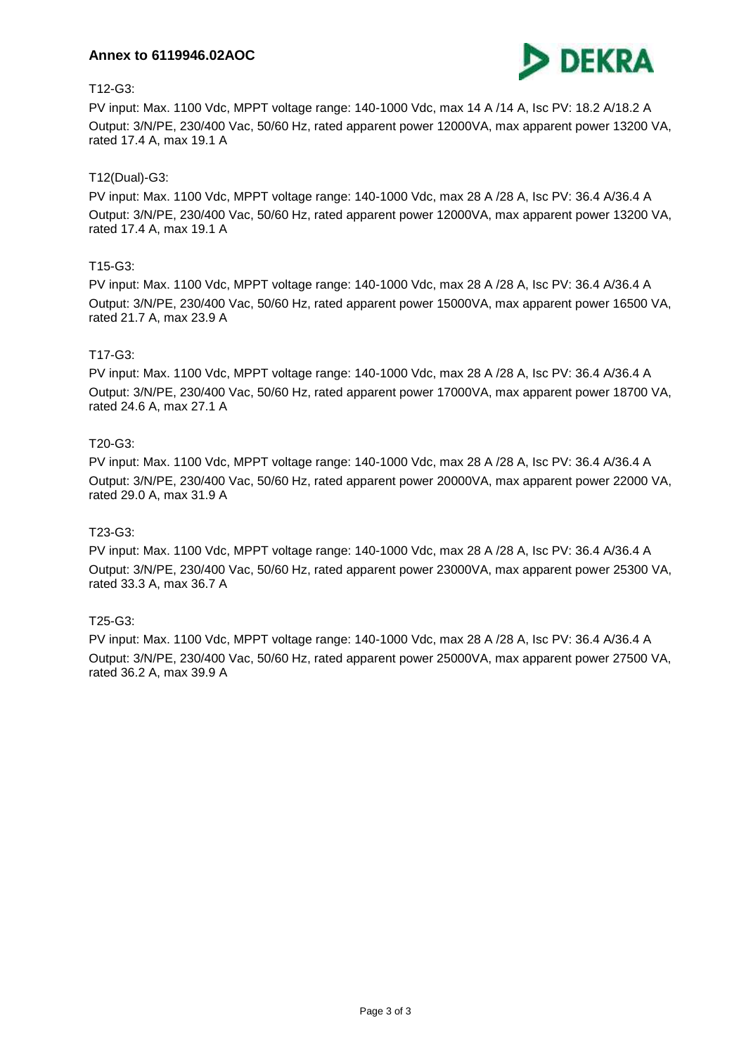## Annex to 6119946.02AOC

T12-G3:

PV input: Max. 1100 Vdc, MPPT voltage range: 140-1000 Vdc, max 14 A /14 A, Isc PV: 18.2 A/18.2 A
Output: 3/N/PE, 230/400 Vac, 50/60 Hz, rated apparent power 12000VA, max apparent power 13200 VA, rated 17.4 A, max 19.1 A

T12(Dual)-G3:

PV input: Max. 1100 Vdc, MPPT voltage range: 140-1000 Vdc, max 28 A /28 A, Isc PV: 36.4 A/36.4 A
Output: 3/N/PE, 230/400 Vac, 50/60 Hz, rated apparent power 12000VA, max apparent power 13200 VA, rated 17.4 A, max 19.1 A

T15-G3:

PV input: Max. 1100 Vdc, MPPT voltage range: 140-1000 Vdc, max 28 A /28 A, Isc PV: 36.4 A/36.4 A
Output: 3/N/PE, 230/400 Vac, 50/60 Hz, rated apparent power 15000VA, max apparent power 16500 VA, rated 21.7 A, max 23.9 A

T17-G3:

PV input: Max. 1100 Vdc, MPPT voltage range: 140-1000 Vdc, max 28 A /28 A, Isc PV: 36.4 A/36.4 A
Output: 3/N/PE, 230/400 Vac, 50/60 Hz, rated apparent power 17000VA, max apparent power 18700 VA, rated 24.6 A, max 27.1 A

T20-G3:

PV input: Max. 1100 Vdc, MPPT voltage range: 140-1000 Vdc, max 28 A /28 A, Isc PV: 36.4 A/36.4 A
Output: 3/N/PE, 230/400 Vac, 50/60 Hz, rated apparent power 20000VA, max apparent power 22000 VA, rated 29.0 A, max 31.9 A

T23-G3:

PV input: Max. 1100 Vdc, MPPT voltage range: 140-1000 Vdc, max 28 A /28 A, Isc PV: 36.4 A/36.4 A
Output: 3/N/PE, 230/400 Vac, 50/60 Hz, rated apparent power 23000VA, max apparent power 25300 VA, rated 33.3 A, max 36.7 A

T25-G3:

PV input: Max. 1100 Vdc, MPPT voltage range: 140-1000 Vdc, max 28 A /28 A, Isc PV: 36.4 A/36.4 A
Output: 3/N/PE, 230/400 Vac, 50/60 Hz, rated apparent power 25000VA, max apparent power 27500 VA, rated 36.2 A, max 39.9 A